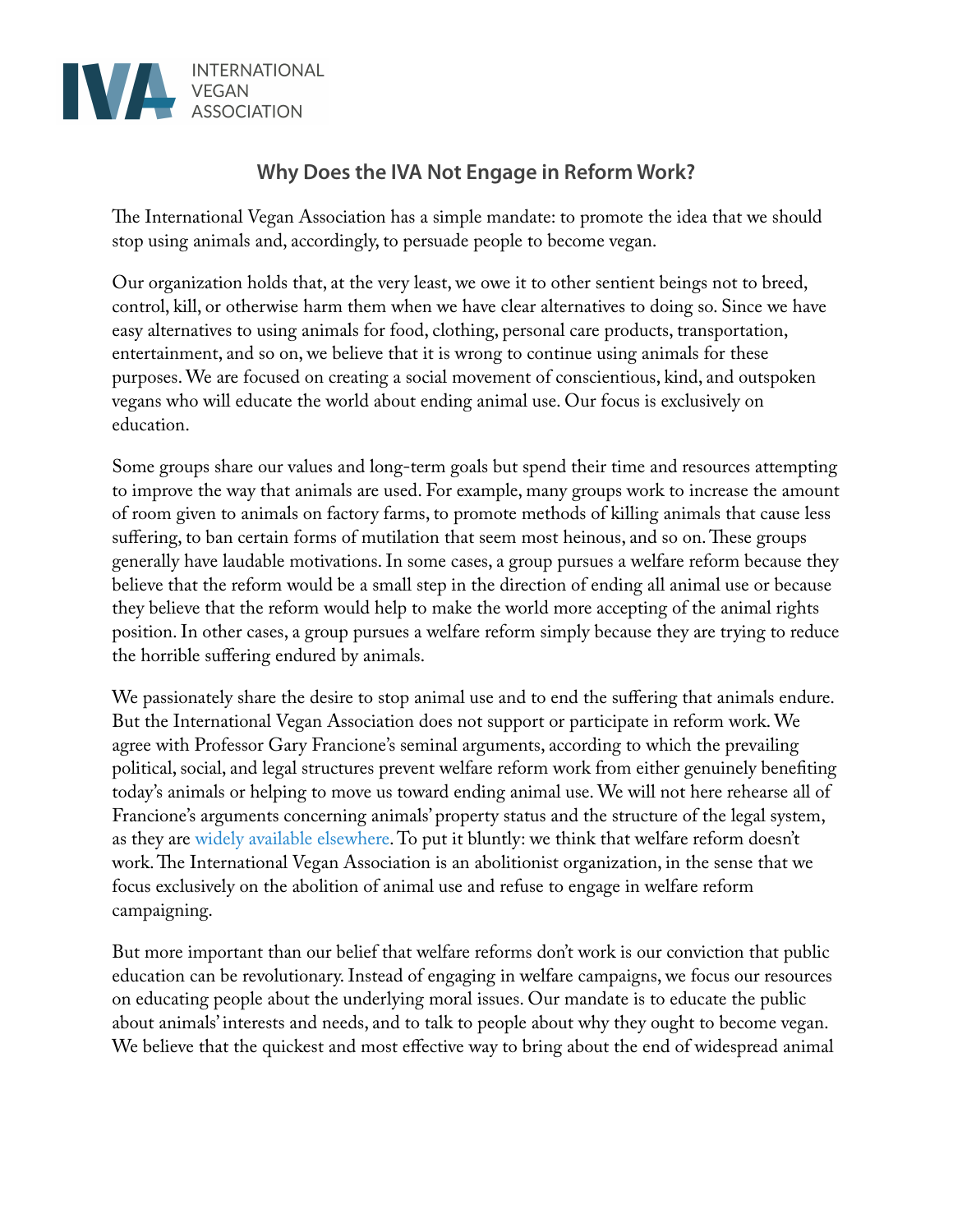INTERNATIONAL VEGAN ASSOCIATION

## Why Does the IVA Not Engage in Reform Work?

The International Vegan Association has a simple mandate: to promote the idea that we should stop using animals and, accordingly, to persuade people to become vegan.

Our organization holds that, at the very least, we owe it to other sentient beings not to breed, control, kill, or otherwise harm them when we have clear alternatives to doing so. Since we have easy alternatives to using animals for food, clothing, personal care products, transportation, entertainment, and so on, we believe that it is wrong to continue using animals for these purposes. We are focused on creating a social movement of conscientious, kind, and outspoken vegans who will educate the world about ending animal use. Our focus is exclusively on education.

Some groups share our values and long-term goals but spend their time and resources attempting to improve the way that animals are used. For example, many groups work to increase the amount of room given to animals on factory farms, to promote methods of killing animals that cause less suffering, to ban certain forms of mutilation that seem most heinous, and so on. These groups generally have laudable motivations. In some cases, a group pursues a welfare reform because they believe that the reform would be a small step in the direction of ending all animal use or because they believe that the reform would help to make the world more accepting of the animal rights position. In other cases, a group pursues a welfare reform simply because they are trying to reduce the horrible suffering endured by animals.

We passionately share the desire to stop animal use and to end the suffering that animals endure. But the International Vegan Association does not support or participate in reform work. We agree with Professor Gary Francione's seminal arguments, according to which the prevailing political, social, and legal structures prevent welfare reform work from either genuinely benefiting today's animals or helping to move us toward ending animal use. We will not here rehearse all of Francione's arguments concerning animals' property status and the structure of the legal system, as they are widely available elsewhere. To put it bluntly: we think that welfare reform doesn't work. The International Vegan Association is an abolitionist organization, in the sense that we focus exclusively on the abolition of animal use and refuse to engage in welfare reform campaigning.

But more important than our belief that welfare reforms don't work is our conviction that public education can be revolutionary. Instead of engaging in welfare campaigns, we focus our resources on educating people about the underlying moral issues. Our mandate is to educate the public about animals' interests and needs, and to talk to people about why they ought to become vegan. We believe that the quickest and most effective way to bring about the end of widespread animal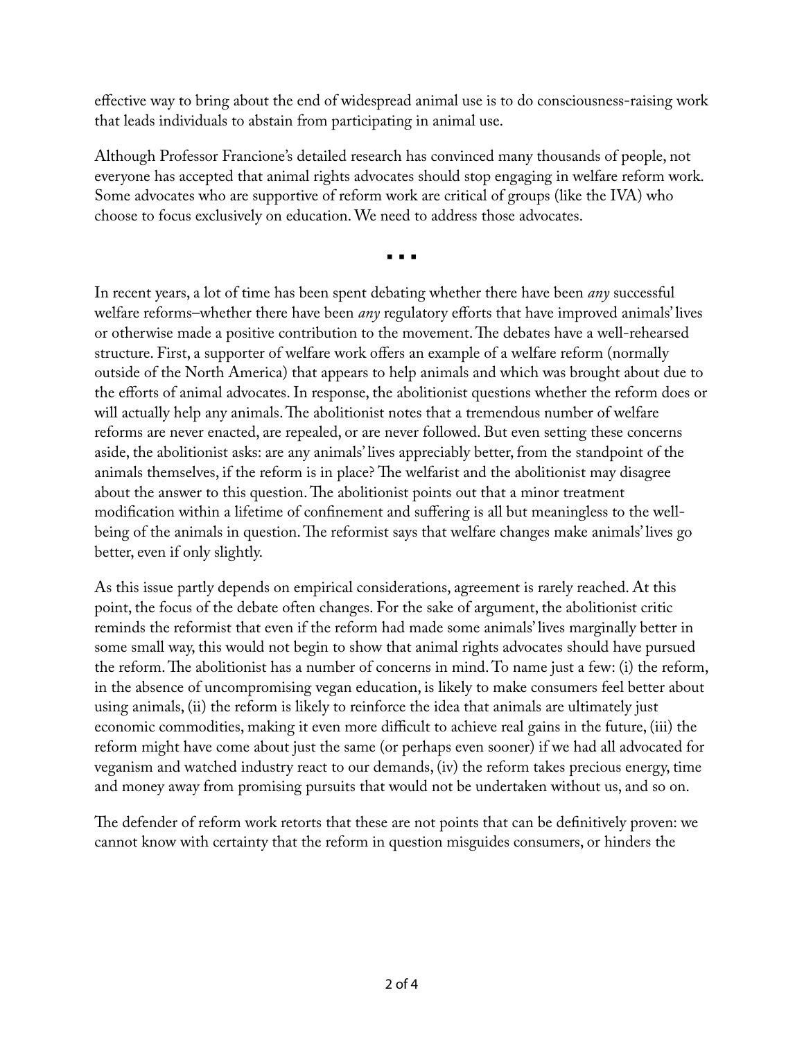effective way to bring about the end of widespread animal use is to do consciousness-raising work that leads individuals to abstain from participating in animal use.

Although Professor Francione's detailed research has convinced many thousands of people, not everyone has accepted that animal rights advocates should stop engaging in welfare reform work. Some advocates who are supportive of reform work are critical of groups (like the IVA) who choose to focus exclusively on education. We need to address those advocates.

▪ ▪ ▪

In recent years, a lot of time has been spent debating whether there have been *any* successful welfare reforms–whether there have been *any* regulatory efforts that have improved animals' lives or otherwise made a positive contribution to the movement. The debates have a well-rehearsed structure. First, a supporter of welfare work offers an example of a welfare reform (normally outside of the North America) that appears to help animals and which was brought about due to the efforts of animal advocates. In response, the abolitionist questions whether the reform does or will actually help any animals. The abolitionist notes that a tremendous number of welfare reforms are never enacted, are repealed, or are never followed. But even setting these concerns aside, the abolitionist asks: are any animals' lives appreciably better, from the standpoint of the animals themselves, if the reform is in place? The welfarist and the abolitionist may disagree about the answer to this question. The abolitionist points out that a minor treatment modification within a lifetime of confinement and suffering is all but meaningless to the well-being of the animals in question. The reformist says that welfare changes make animals' lives go better, even if only slightly.

As this issue partly depends on empirical considerations, agreement is rarely reached. At this point, the focus of the debate often changes. For the sake of argument, the abolitionist critic reminds the reformist that even if the reform had made some animals' lives marginally better in some small way, this would not begin to show that animal rights advocates should have pursued the reform. The abolitionist has a number of concerns in mind. To name just a few: (i) the reform, in the absence of uncompromising vegan education, is likely to make consumers feel better about using animals, (ii) the reform is likely to reinforce the idea that animals are ultimately just economic commodities, making it even more difficult to achieve real gains in the future, (iii) the reform might have come about just the same (or perhaps even sooner) if we had all advocated for veganism and watched industry react to our demands, (iv) the reform takes precious energy, time and money away from promising pursuits that would not be undertaken without us, and so on.

The defender of reform work retorts that these are not points that can be definitively proven: we cannot know with certainty that the reform in question misguides consumers, or hinders the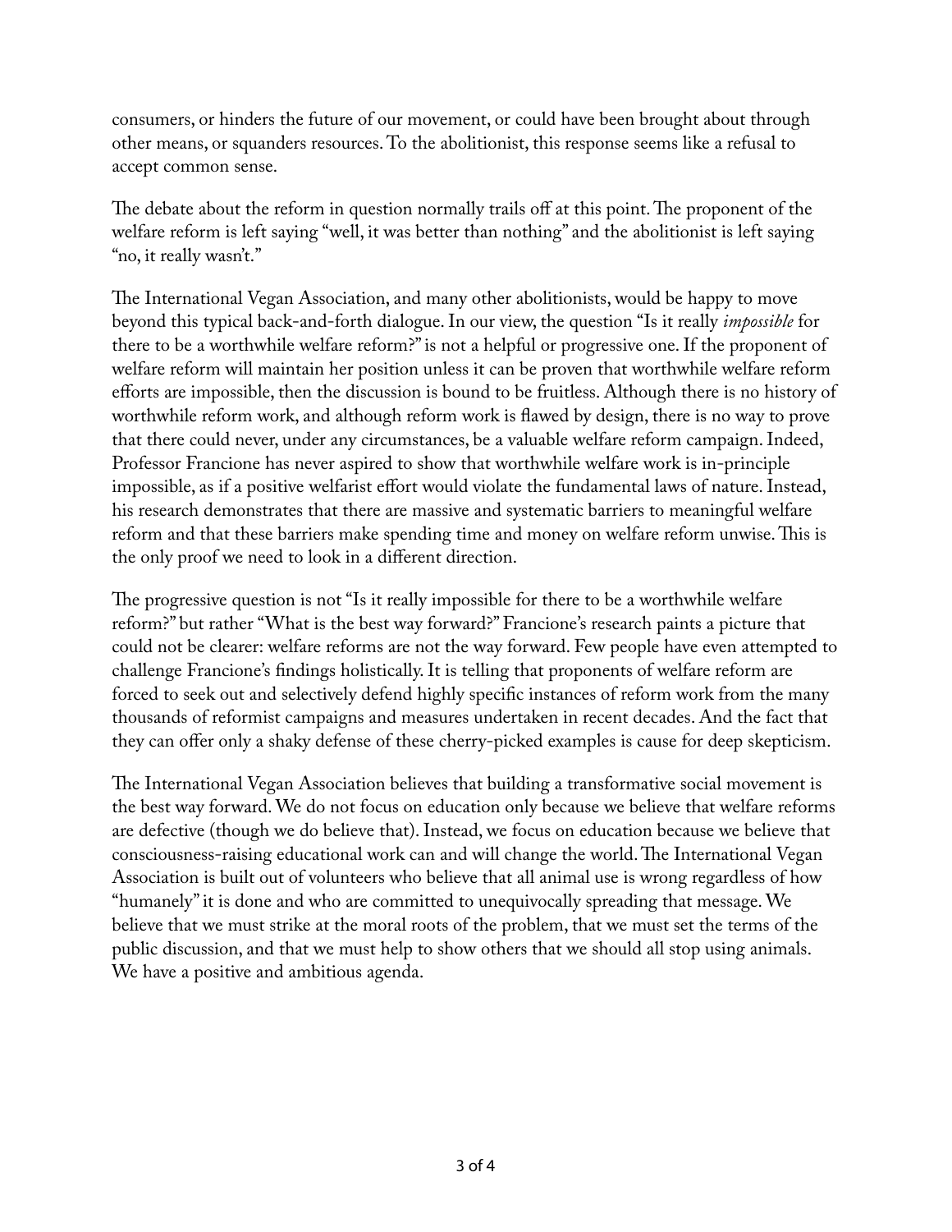consumers, or hinders the future of our movement, or could have been brought about through other means, or squanders resources. To the abolitionist, this response seems like a refusal to accept common sense.

The debate about the reform in question normally trails off at this point. The proponent of the welfare reform is left saying "well, it was better than nothing" and the abolitionist is left saying "no, it really wasn't."

The International Vegan Association, and many other abolitionists, would be happy to move beyond this typical back-and-forth dialogue. In our view, the question "Is it really *impossible* for there to be a worthwhile welfare reform?" is not a helpful or progressive one. If the proponent of welfare reform will maintain her position unless it can be proven that worthwhile welfare reform efforts are impossible, then the discussion is bound to be fruitless. Although there is no history of worthwhile reform work, and although reform work is flawed by design, there is no way to prove that there could never, under any circumstances, be a valuable welfare reform campaign. Indeed, Professor Francione has never aspired to show that worthwhile welfare work is in-principle impossible, as if a positive welfarist effort would violate the fundamental laws of nature. Instead, his research demonstrates that there are massive and systematic barriers to meaningful welfare reform and that these barriers make spending time and money on welfare reform unwise. This is the only proof we need to look in a different direction.

The progressive question is not "Is it really impossible for there to be a worthwhile welfare reform?" but rather "What is the best way forward?" Francione's research paints a picture that could not be clearer: welfare reforms are not the way forward. Few people have even attempted to challenge Francione's findings holistically. It is telling that proponents of welfare reform are forced to seek out and selectively defend highly specific instances of reform work from the many thousands of reformist campaigns and measures undertaken in recent decades. And the fact that they can offer only a shaky defense of these cherry-picked examples is cause for deep skepticism.

The International Vegan Association believes that building a transformative social movement is the best way forward. We do not focus on education only because we believe that welfare reforms are defective (though we do believe that). Instead, we focus on education because we believe that consciousness-raising educational work can and will change the world. The International Vegan Association is built out of volunteers who believe that all animal use is wrong regardless of how "humanely" it is done and who are committed to unequivocally spreading that message. We believe that we must strike at the moral roots of the problem, that we must set the terms of the public discussion, and that we must help to show others that we should all stop using animals. We have a positive and ambitious agenda.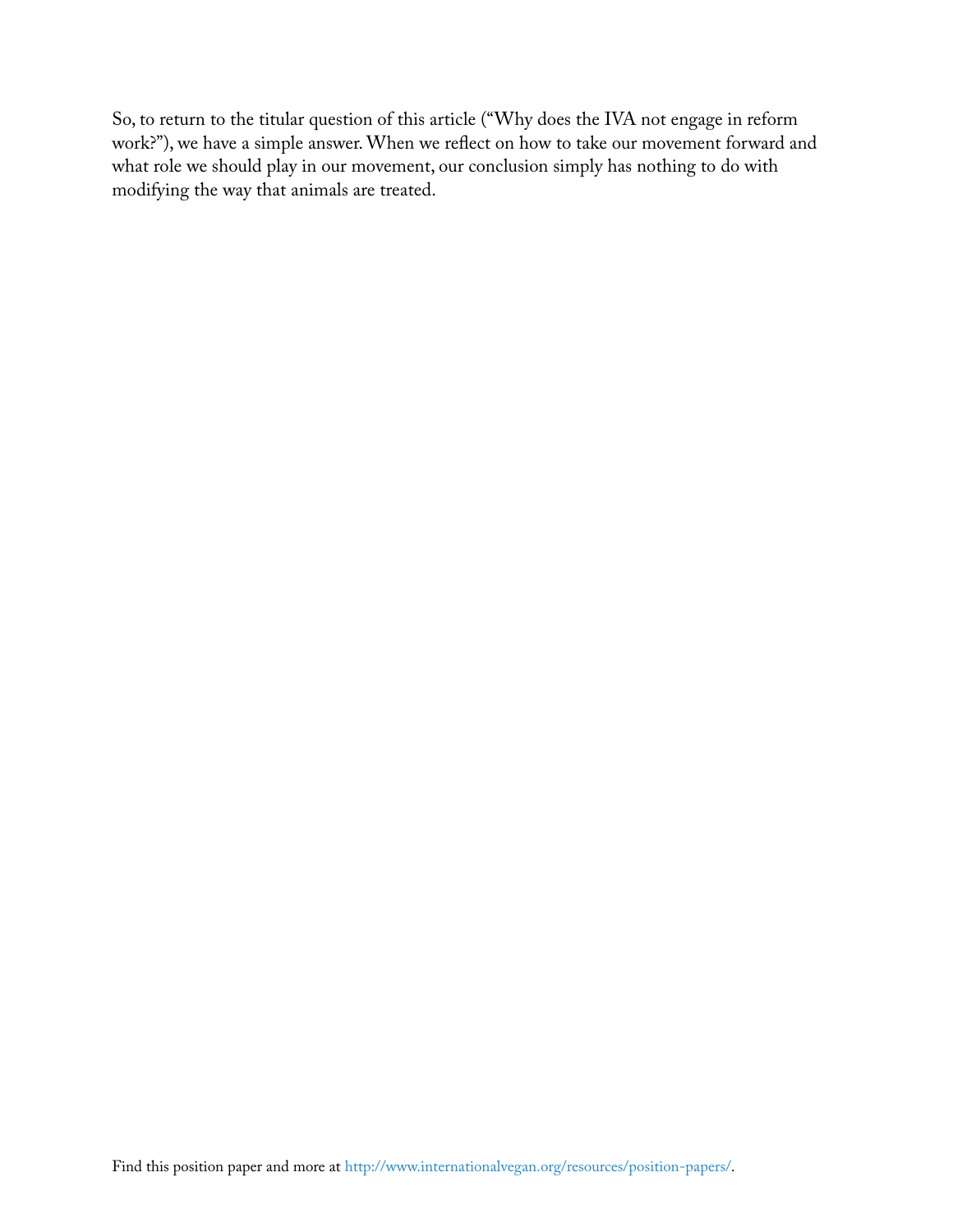So, to return to the titular question of this article ("Why does the IVA not engage in reform work?"), we have a simple answer. When we reflect on how to take our movement forward and what role we should play in our movement, our conclusion simply has nothing to do with modifying the way that animals are treated.

Find this position paper and more at http://www.internationalvegan.org/resources/position-papers/.